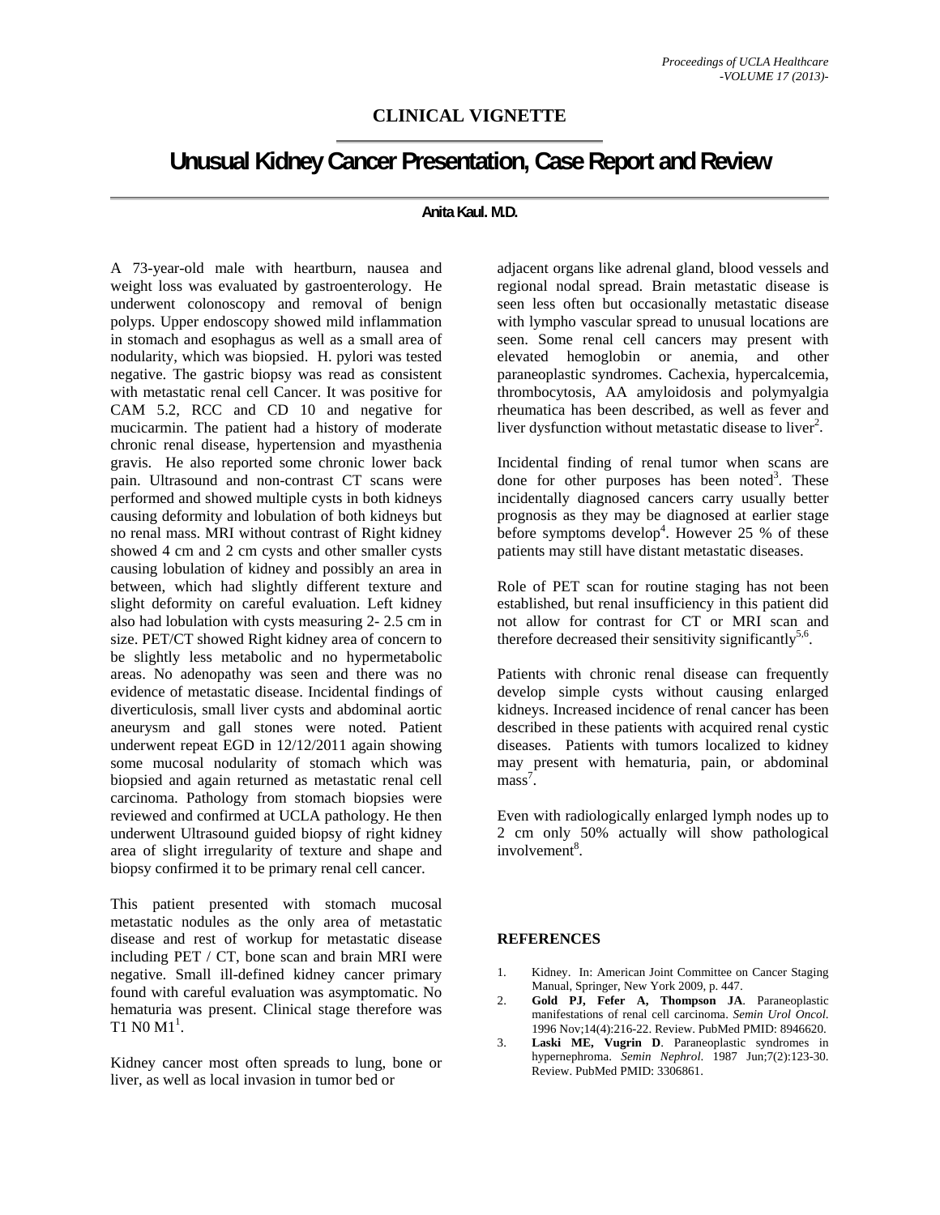CLINICAL VIGNETTE

# Unusual Kidney Cancer Presentation, Case Report and Review

**Anita Kaul. M.D.**

A 73-year-old male with heartburn, nausea and weight loss was evaluated by gastroenterology. He underwent colonoscopy and removal of benign polyps. Upper endoscopy showed mild inflammation in stomach and esophagus as well as a small area of nodularity, which was biopsied. H. pylori was tested negative. The gastric biopsy was read as consistent with metastatic renal cell Cancer. It was positive for CAM 5.2, RCC and CD 10 and negative for mucicarmin. The patient had a history of moderate chronic renal disease, hypertension and myasthenia gravis. He also reported some chronic lower back pain. Ultrasound and non-contrast CT scans were performed and showed multiple cysts in both kidneys causing deformity and lobulation of both kidneys but no renal mass. MRI without contrast of Right kidney showed 4 cm and 2 cm cysts and other smaller cysts causing lobulation of kidney and possibly an area in between, which had slightly different texture and slight deformity on careful evaluation. Left kidney also had lobulation with cysts measuring 2- 2.5 cm in size. PET/CT showed Right kidney area of concern to be slightly less metabolic and no hypermetabolic areas. No adenopathy was seen and there was no evidence of metastatic disease. Incidental findings of diverticulosis, small liver cysts and abdominal aortic aneurysm and gall stones were noted. Patient underwent repeat EGD in 12/12/2011 again showing some mucosal nodularity of stomach which was biopsied and again returned as metastatic renal cell carcinoma. Pathology from stomach biopsies were reviewed and confirmed at UCLA pathology. He then underwent Ultrasound guided biopsy of right kidney area of slight irregularity of texture and shape and biopsy confirmed it to be primary renal cell cancer.

This patient presented with stomach mucosal metastatic nodules as the only area of metastatic disease and rest of workup for metastatic disease including PET / CT, bone scan and brain MRI were negative. Small ill-defined kidney cancer primary found with careful evaluation was asymptomatic. No hematuria was present. Clinical stage therefore was T1 N0 M1[1].

Kidney cancer most often spreads to lung, bone or liver, as well as local invasion in tumor bed or adjacent organs like adrenal gland, blood vessels and regional nodal spread. Brain metastatic disease is seen less often but occasionally metastatic disease with lympho vascular spread to unusual locations are seen. Some renal cell cancers may present with elevated hemoglobin or anemia, and other paraneoplastic syndromes. Cachexia, hypercalcemia, thrombocytosis, AA amyloidosis and polymyalgia rheumatica has been described, as well as fever and liver dysfunction without metastatic disease to liver[2].

Incidental finding of renal tumor when scans are done for other purposes has been noted[3]. These incidentally diagnosed cancers carry usually better prognosis as they may be diagnosed at earlier stage before symptoms develop[4]. However 25 % of these patients may still have distant metastatic diseases.

Role of PET scan for routine staging has not been established, but renal insufficiency in this patient did not allow for contrast for CT or MRI scan and therefore decreased their sensitivity significantly[5,6].

Patients with chronic renal disease can frequently develop simple cysts without causing enlarged kidneys. Increased incidence of renal cancer has been described in these patients with acquired renal cystic diseases. Patients with tumors localized to kidney may present with hematuria, pain, or abdominal mass[7].

Even with radiologically enlarged lymph nodes up to 2 cm only 50% actually will show pathological involvement[8].

## REFERENCES

1. Kidney. In: American Joint Committee on Cancer Staging Manual, Springer, New York 2009, p. 447.
2. **Gold PJ, Fefer A, Thompson JA**. Paraneoplastic manifestations of renal cell carcinoma. *Semin Urol Oncol*. 1996 Nov;14(4):216-22. Review. PubMed PMID: 8946620.
3. **Laski ME, Vugrin D**. Paraneoplastic syndromes in hypernephroma. *Semin Nephrol*. 1987 Jun;7(2):123-30. Review. PubMed PMID: 3306861.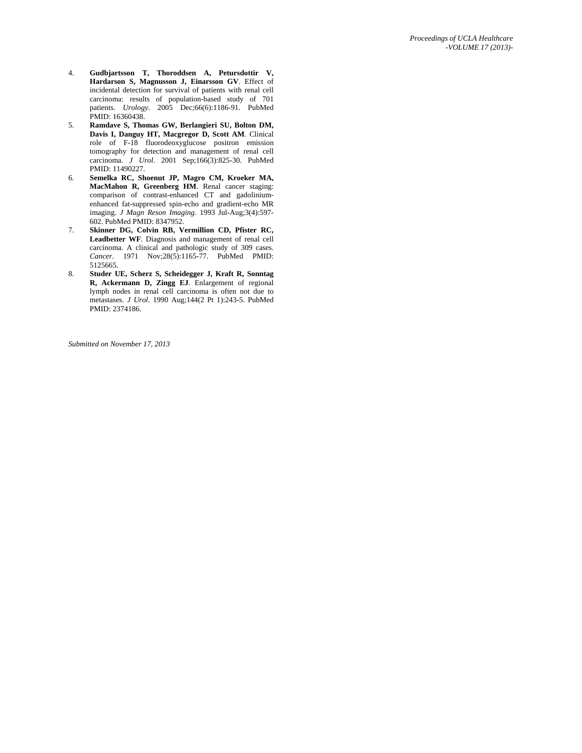4. **Gudbjartsson T, Thoroddsen A, Petursdottir V, Hardarson S, Magnusson J, Einarsson GV**. Effect of incidental detection for survival of patients with renal cell carcinoma: results of population-based study of 701 patients. *Urology*. 2005 Dec;66(6):1186-91. PubMed PMID: 16360438.
5. **Ramdave S, Thomas GW, Berlangieri SU, Bolton DM, Davis I, Danguy HT, Macgregor D, Scott AM**. Clinical role of F-18 fluorodeoxyglucose positron emission tomography for detection and management of renal cell carcinoma. *J Urol*. 2001 Sep;166(3):825-30. PubMed PMID: 11490227.
6. **Semelka RC, Shoenut JP, Magro CM, Kroeker MA, MacMahon R, Greenberg HM**. Renal cancer staging: comparison of contrast-enhanced CT and gadolinium-enhanced fat-suppressed spin-echo and gradient-echo MR imaging. *J Magn Reson Imaging*. 1993 Jul-Aug;3(4):597-602. PubMed PMID: 8347952.
7. **Skinner DG, Colvin RB, Vermillion CD, Pfister RC, Leadbetter WF**. Diagnosis and management of renal cell carcinoma. A clinical and pathologic study of 309 cases. *Cancer*. 1971 Nov;28(5):1165-77. PubMed PMID: 5125665.
8. **Studer UE, Scherz S, Scheidegger J, Kraft R, Sonntag R, Ackermann D, Zingg EJ**. Enlargement of regional lymph nodes in renal cell carcinoma is often not due to metastases. *J Urol*. 1990 Aug;144(2 Pt 1):243-5. PubMed PMID: 2374186.

*Submitted on November 17, 2013*